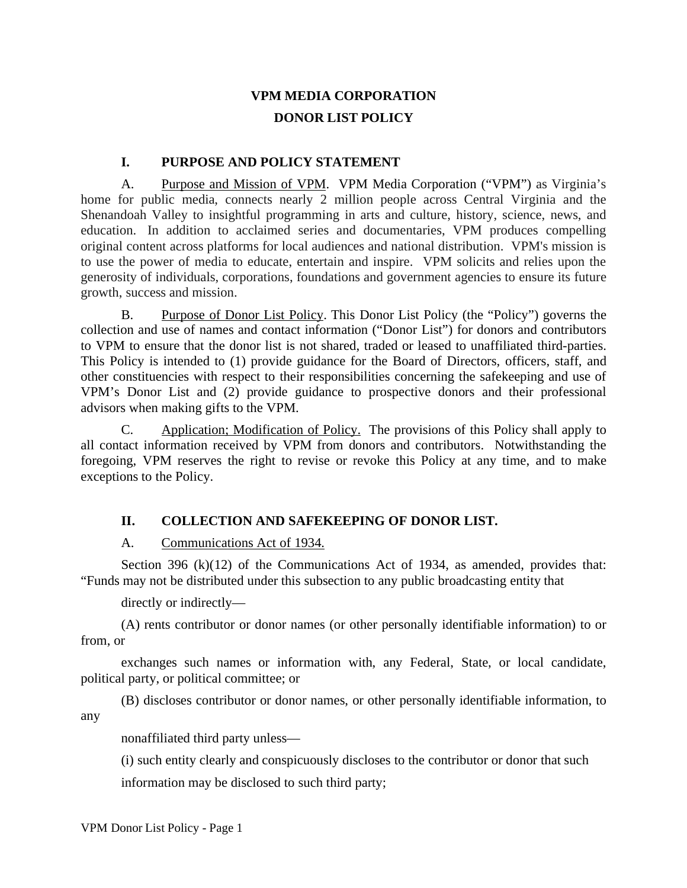# VPM MEDIA CORPORATION

# DONOR LIST POLICY

## I. PURPOSE AND POLICY STATEMENT

A. Purpose and Mission of VPM. VPM Media Corporation ("VPM") as Virginia's home for public media, connects nearly 2 million people across Central Virginia and the Shenandoah Valley to insightful programming in arts and culture, history, science, news, and education. In addition to acclaimed series and documentaries, VPM produces compelling original content across platforms for local audiences and national distribution. VPM's mission is to use the power of media to educate, entertain and inspire. VPM solicits and relies upon the generosity of individuals, corporations, foundations and government agencies to ensure its future growth, success and mission.

B. Purpose of Donor List Policy. This Donor List Policy (the "Policy") governs the collection and use of names and contact information ("Donor List") for donors and contributors to VPM to ensure that the donor list is not shared, traded or leased to unaffiliated third-parties. This Policy is intended to (1) provide guidance for the Board of Directors, officers, staff, and other constituencies with respect to their responsibilities concerning the safekeeping and use of VPM's Donor List and (2) provide guidance to prospective donors and their professional advisors when making gifts to the VPM.

C. Application; Modification of Policy. The provisions of this Policy shall apply to all contact information received by VPM from donors and contributors. Notwithstanding the foregoing, VPM reserves the right to revise or revoke this Policy at any time, and to make exceptions to the Policy.

## II. COLLECTION AND SAFEKEEPING OF DONOR LIST.

A. Communications Act of 1934.

Section 396 (k)(12) of the Communications Act of 1934, as amended, provides that: "Funds may not be distributed under this subsection to any public broadcasting entity that

directly or indirectly—

(A) rents contributor or donor names (or other personally identifiable information) to or from, or

exchanges such names or information with, any Federal, State, or local candidate, political party, or political committee; or

(B) discloses contributor or donor names, or other personally identifiable information, to any

nonaffiliated third party unless—

(i) such entity clearly and conspicuously discloses to the contributor or donor that such

information may be disclosed to such third party;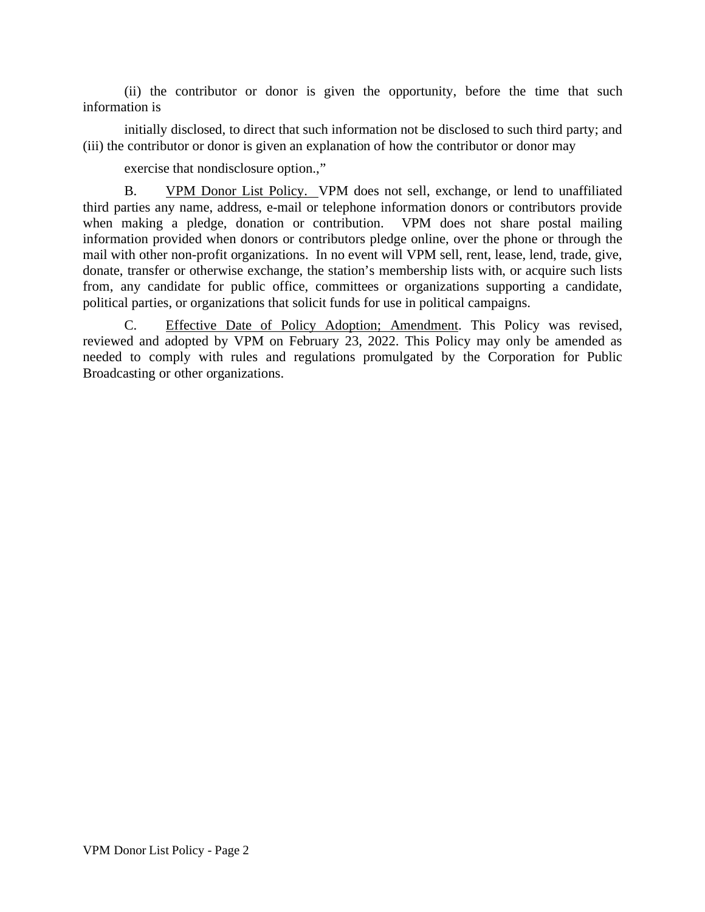(ii) the contributor or donor is given the opportunity, before the time that such information is

initially disclosed, to direct that such information not be disclosed to such third party; and (iii) the contributor or donor is given an explanation of how the contributor or donor may

exercise that nondisclosure option.,"

B. VPM Donor List Policy. VPM does not sell, exchange, or lend to unaffiliated third parties any name, address, e-mail or telephone information donors or contributors provide when making a pledge, donation or contribution. VPM does not share postal mailing information provided when donors or contributors pledge online, over the phone or through the mail with other non-profit organizations. In no event will VPM sell, rent, lease, lend, trade, give, donate, transfer or otherwise exchange, the station's membership lists with, or acquire such lists from, any candidate for public office, committees or organizations supporting a candidate, political parties, or organizations that solicit funds for use in political campaigns.

C. Effective Date of Policy Adoption; Amendment. This Policy was revised, reviewed and adopted by VPM on February 23, 2022. This Policy may only be amended as needed to comply with rules and regulations promulgated by the Corporation for Public Broadcasting or other organizations.